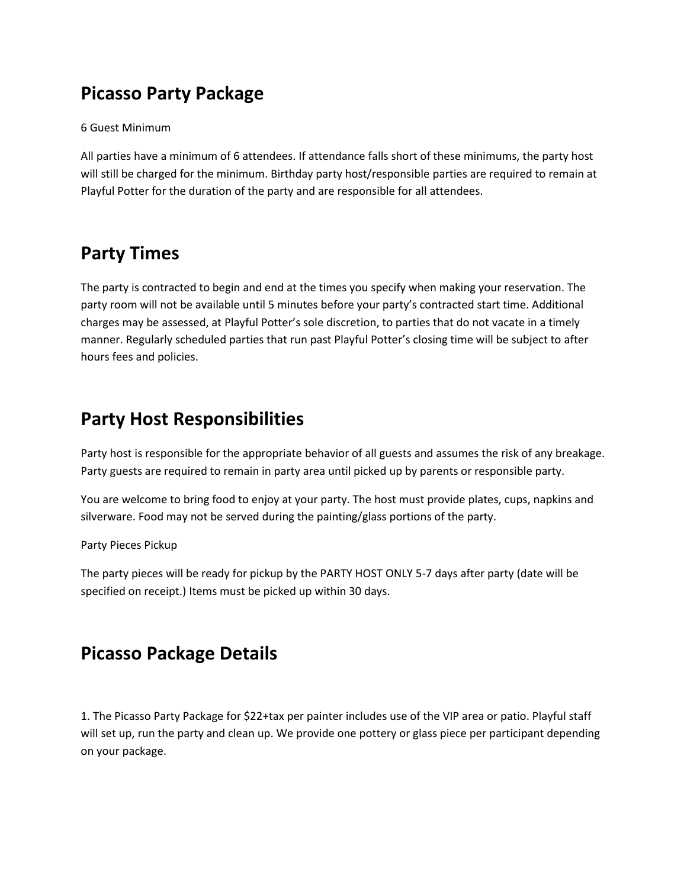## Picasso Party Package

6 Guest Minimum

All parties have a minimum of 6 attendees. If attendance falls short of these minimums, the party host will still be charged for the minimum. Birthday party host/responsible parties are required to remain at Playful Potter for the duration of the party and are responsible for all attendees.

## Party Times

The party is contracted to begin and end at the times you specify when making your reservation. The party room will not be available until 5 minutes before your party's contracted start time. Additional charges may be assessed, at Playful Potter's sole discretion, to parties that do not vacate in a timely manner. Regularly scheduled parties that run past Playful Potter's closing time will be subject to after hours fees and policies.

## Party Host Responsibilities

Party host is responsible for the appropriate behavior of all guests and assumes the risk of any breakage. Party guests are required to remain in party area until picked up by parents or responsible party.

You are welcome to bring food to enjoy at your party. The host must provide plates, cups, napkins and silverware. Food may not be served during the painting/glass portions of the party.

Party Pieces Pickup

The party pieces will be ready for pickup by the PARTY HOST ONLY 5-7 days after party (date will be specified on receipt.) Items must be picked up within 30 days.

## Picasso Package Details

1. The Picasso Party Package for $22+tax per painter includes use of the VIP area or patio. Playful staff will set up, run the party and clean up. We provide one pottery or glass piece per participant depending on your package.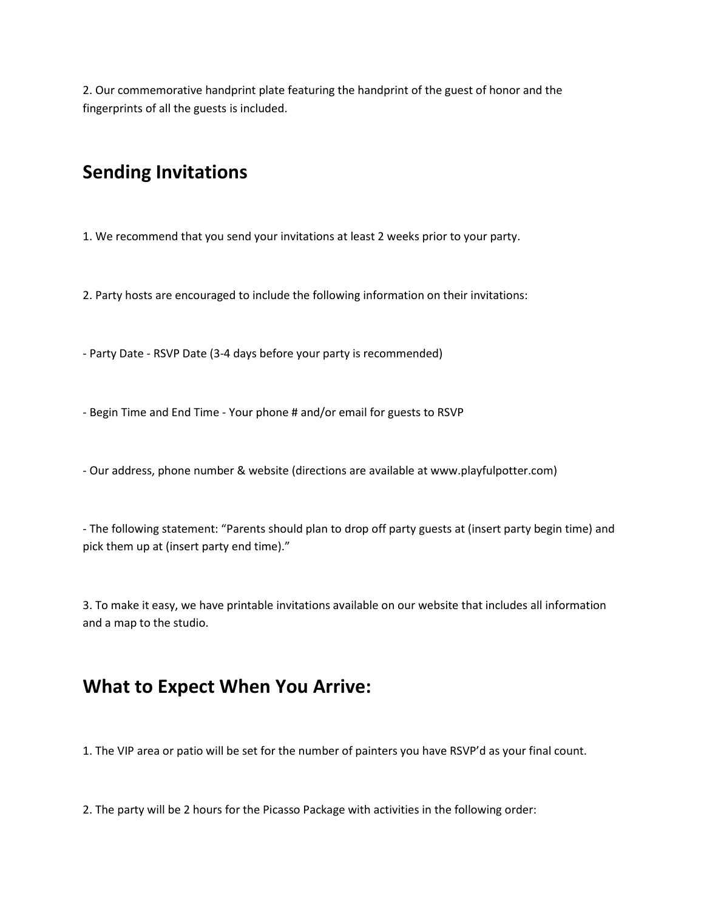2. Our commemorative handprint plate featuring the handprint of the guest of honor and the fingerprints of all the guests is included.

## Sending Invitations

1. We recommend that you send your invitations at least 2 weeks prior to your party.

2. Party hosts are encouraged to include the following information on their invitations:

- Party Date - RSVP Date (3-4 days before your party is recommended)

- Begin Time and End Time - Your phone # and/or email for guests to RSVP

- Our address, phone number & website (directions are available at www.playfulpotter.com)

- The following statement: "Parents should plan to drop off party guests at (insert party begin time) and pick them up at (insert party end time)."

3. To make it easy, we have printable invitations available on our website that includes all information and a map to the studio.

## What to Expect When You Arrive:

1. The VIP area or patio will be set for the number of painters you have RSVP'd as your final count.

2. The party will be 2 hours for the Picasso Package with activities in the following order: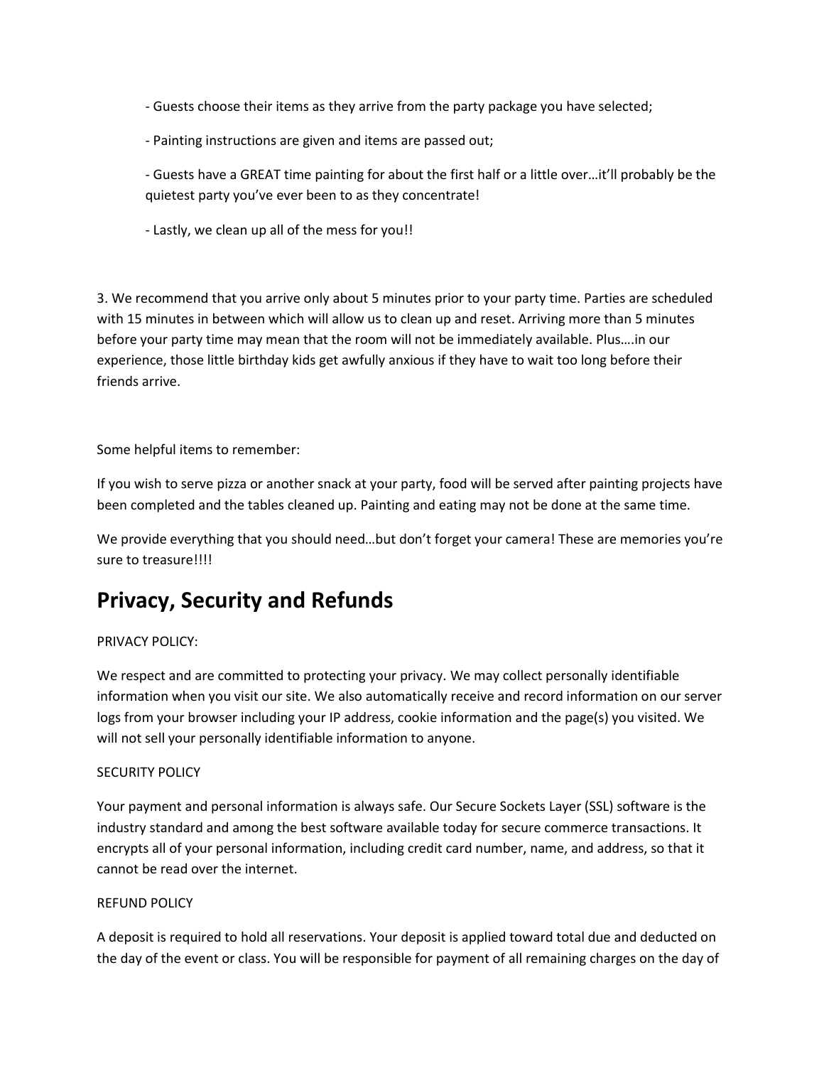- Guests choose their items as they arrive from the party package you have selected;

- Painting instructions are given and items are passed out;

- Guests have a GREAT time painting for about the first half or a little over…it'll probably be the quietest party you've ever been to as they concentrate!

- Lastly, we clean up all of the mess for you!!

3. We recommend that you arrive only about 5 minutes prior to your party time. Parties are scheduled with 15 minutes in between which will allow us to clean up and reset. Arriving more than 5 minutes before your party time may mean that the room will not be immediately available. Plus….in our experience, those little birthday kids get awfully anxious if they have to wait too long before their friends arrive.

Some helpful items to remember:

If you wish to serve pizza or another snack at your party, food will be served after painting projects have been completed and the tables cleaned up. Painting and eating may not be done at the same time.

We provide everything that you should need…but don't forget your camera! These are memories you're sure to treasure!!!!

## Privacy, Security and Refunds

PRIVACY POLICY:

We respect and are committed to protecting your privacy. We may collect personally identifiable information when you visit our site. We also automatically receive and record information on our server logs from your browser including your IP address, cookie information and the page(s) you visited. We will not sell your personally identifiable information to anyone.

SECURITY POLICY

Your payment and personal information is always safe. Our Secure Sockets Layer (SSL) software is the industry standard and among the best software available today for secure commerce transactions. It encrypts all of your personal information, including credit card number, name, and address, so that it cannot be read over the internet.

REFUND POLICY

A deposit is required to hold all reservations. Your deposit is applied toward total due and deducted on the day of the event or class. You will be responsible for payment of all remaining charges on the day of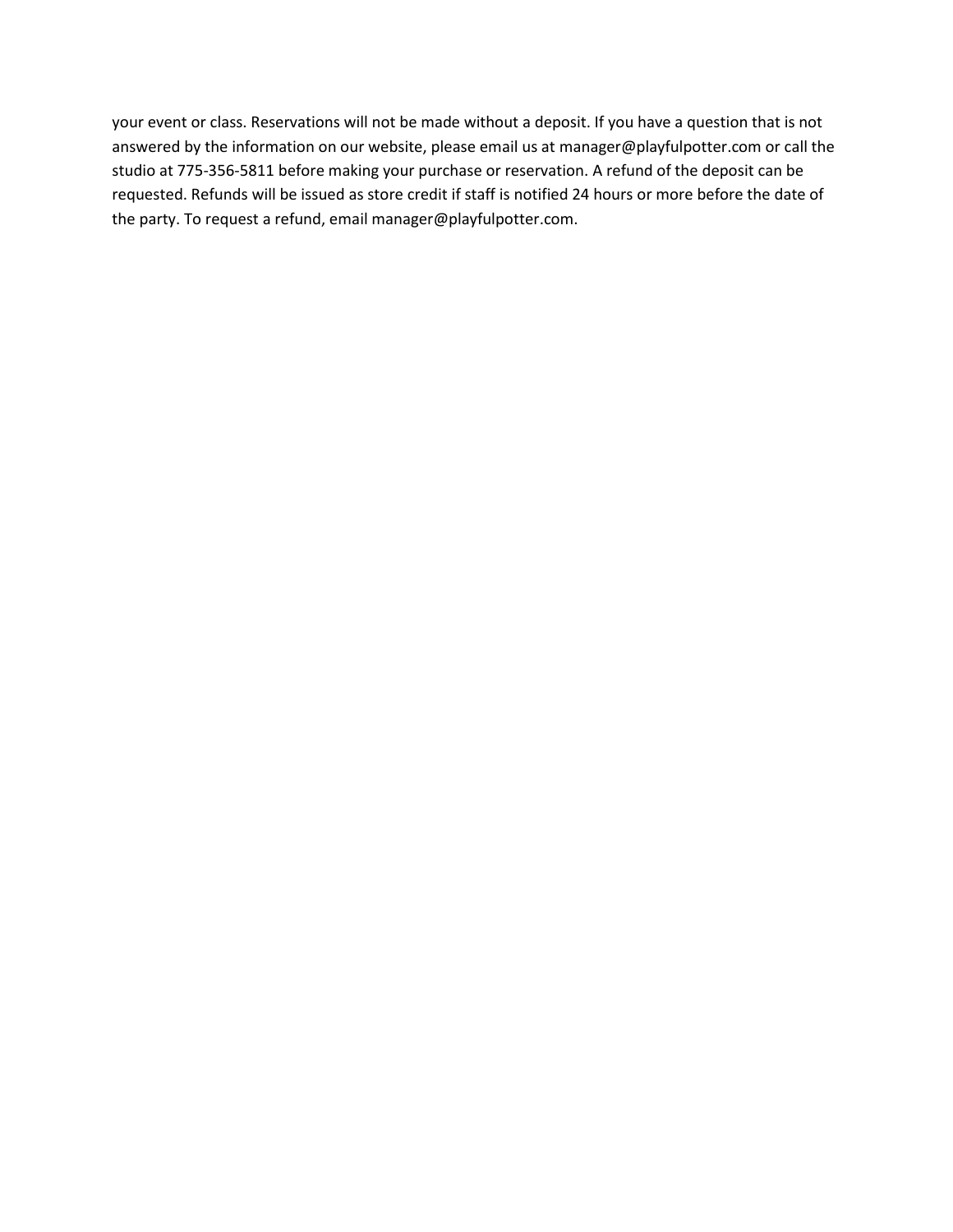your event or class. Reservations will not be made without a deposit. If you have a question that is not answered by the information on our website, please email us at manager@playfulpotter.com or call the studio at 775-356-5811 before making your purchase or reservation. A refund of the deposit can be requested. Refunds will be issued as store credit if staff is notified 24 hours or more before the date of the party. To request a refund, email manager@playfulpotter.com.